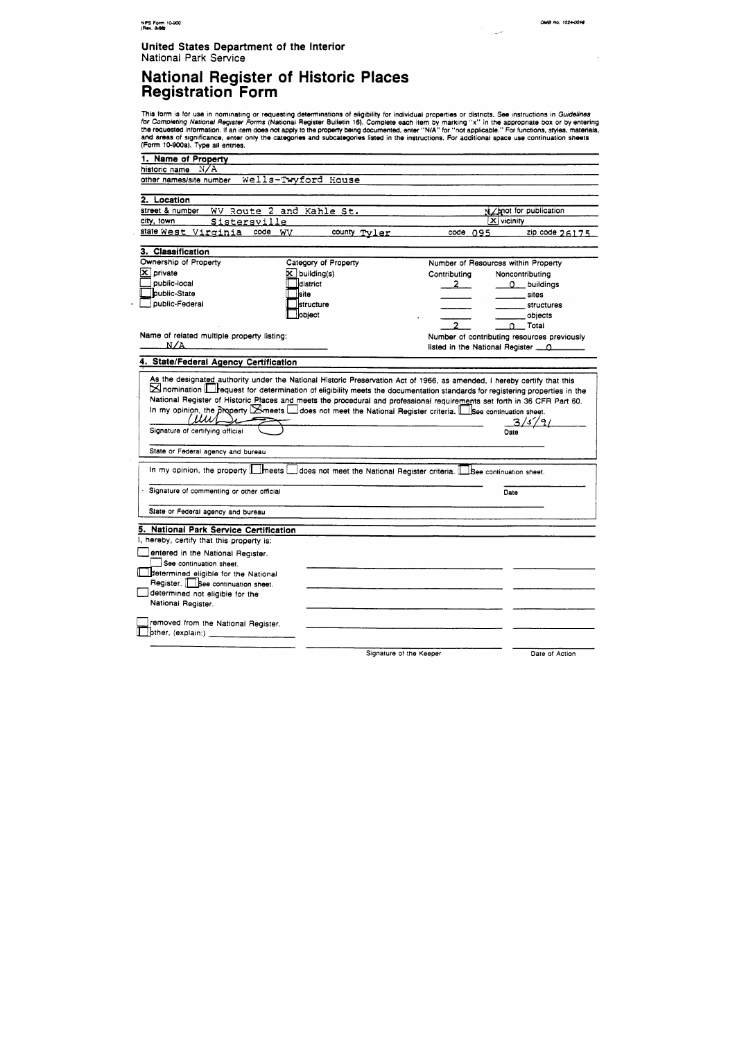NPS Form 10-900
(Rev. 8-86)

OMB No. 1024-0018

**United States Department of the Interior**
National Park Service

# National Register of Historic Places Registration Form

This form is for use in nominating or requesting determinations of eligibility for individual properties or districts. See instructions in *Guidelines for Completing National Register Forms* (National Register Bulletin 16). Complete each item by marking "x" in the appropriate box or by entering the requested information. If an item does not apply to the property being documented, enter "N/A" for "not applicable." For functions, styles, materials, and areas of significance, enter only the categories and subcategories listed in the instructions. For additional space use continuation sheets (Form 10-900a). Type all entries.

## 1. Name of Property

historic name N/A

other names/site number Wells-Twyford House

## 2. Location

street & number WV Route 2 and Kahle St. — N/A not for publication

city, town Sistersville — [X] vicinity

state West Virginia code WV county Tyler code 095 zip code 26175

## 3. Classification

**Ownership of Property**
- [X] private
- [ ] public-local
- [ ] public-State
- [ ] public-Federal

**Category of Property**
- [X] building(s)
- [ ] district
- [ ] site
- [ ] structure
- [ ] object

**Number of Resources within Property**

| Contributing | Noncontributing | |
|---|---|---|
| 2 | 0 | buildings |
| | | sites |
| | | structures |
| | | objects |
| 2 | 0 | Total |

Name of related multiple property listing: N/A

Number of contributing resources previously listed in the National Register 0

## 4. State/Federal Agency Certification

As the designated authority under the National Historic Preservation Act of 1966, as amended, I hereby certify that this [X] nomination [ ] request for determination of eligibility meets the documentation standards for registering properties in the National Register of Historic Places and meets the procedural and professional requirements set forth in 36 CFR Part 60. In my opinion, the property [X] meets [ ] does not meet the National Register criteria. [ ] See continuation sheet.

Signature of certifying official — Date 3/5/91

State or Federal agency and bureau

In my opinion, the property [ ] meets [ ] does not meet the National Register criteria. [ ] See continuation sheet.

Signature of commenting or other official — Date

State or Federal agency and bureau

## 5. National Park Service Certification

I, hereby, certify that this property is:

- [ ] entered in the National Register. [ ] See continuation sheet.
- [ ] determined eligible for the National Register. [ ] See continuation sheet.
- [ ] determined not eligible for the National Register.
- [ ] removed from the National Register.
- [ ] other, (explain:) ____________

Signature of the Keeper — Date of Action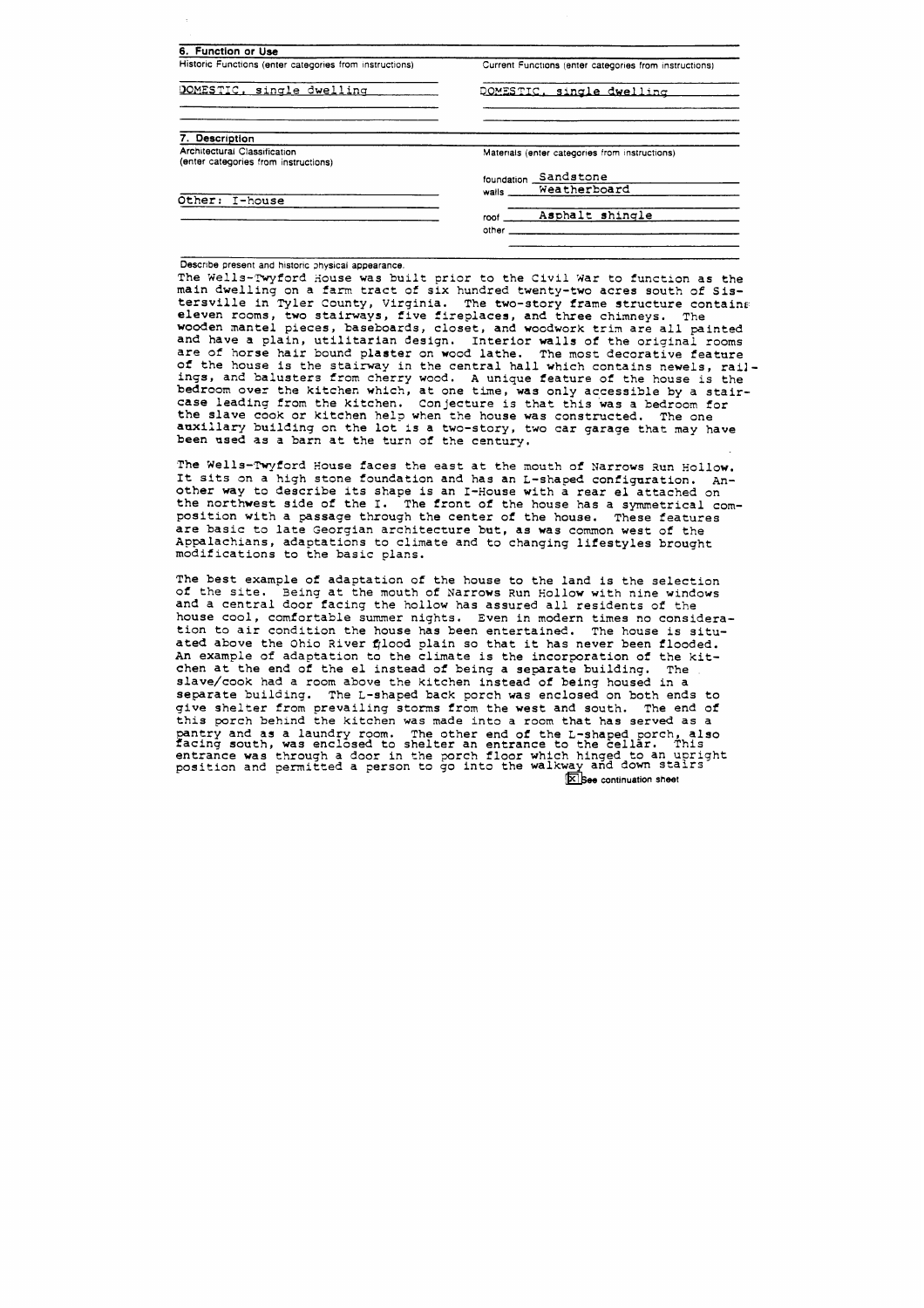## 6. Function or Use

| Historic Functions (enter categories from instructions) | Current Functions (enter categories from instructions) |
| --- | --- |
| DOMESTIC, single dwelling | DOMESTIC, single dwelling |

## 7. Description

| Architectural Classification (enter categories from instructions) | Materials (enter categories from instructions) |
| --- | --- |
| | foundation Sandstone |
| Other: I-house | walls Weatherboard |
| | roof Asphalt shingle |
| | other |

Describe present and historic physical appearance.

The Wells-Twyford House was built prior to the Civil War to function as the main dwelling on a farm tract of six hundred twenty-two acres south of Sistersville in Tyler County, Virginia. The two-story frame structure contains eleven rooms, two stairways, five fireplaces, and three chimneys. The wooden mantel pieces, baseboards, closet, and woodwork trim are all painted and have a plain, utilitarian design. Interior walls of the original rooms are of horse hair bound plaster on wood lathe. The most decorative feature of the house is the stairway in the central hall which contains newels, railings, and balusters from cherry wood. A unique feature of the house is the bedroom over the kitchen which, at one time, was only accessible by a staircase leading from the kitchen. Conjecture is that this was a bedroom for the slave cook or kitchen help when the house was constructed. The one auxilary building on the lot is a two-story, two car garage that may have been used as a barn at the turn of the century.

The Wells-Twyford House faces the east at the mouth of Narrows Run Hollow. It sits on a high stone foundation and has an L-shaped configuration. Another way to describe its shape is an I-House with a rear el attached on the northwest side of the I. The front of the house has a symmetrical composition with a passage through the center of the house. These features are basic to late Georgian architecture but, as was common west of the Appalachians, adaptations to climate and to changing lifestyles brought modifications to the basic plans.

The best example of adaptation of the house to the land is the selection of the site. Being at the mouth of Narrows Run Hollow with nine windows and a central door facing the hollow has assured all residents of the house cool, comfortable summer nights. Even in modern times no consideration to air condition the house has been entertained. The house is situated above the Ohio River flood plain so that it has never been flooded. An example of adaptation to the climate is the incorporation of the kitchen at the end of the el instead of being a separate building. The slave/cook had a room above the kitchen instead of being housed in a separate building. The L-shaped back porch was enclosed on both ends to give shelter from prevailing storms from the west and south. The end of this porch behind the kitchen was made into a room that has served as a pantry and as a laundry room. The other end of the L-shaped porch, also facing south, was enclosed to shelter an entrance to the cellar. This entrance was through a door in the porch floor which hinged to an upright position and permitted a person to go into the walkway and down stairs

[x] See continuation sheet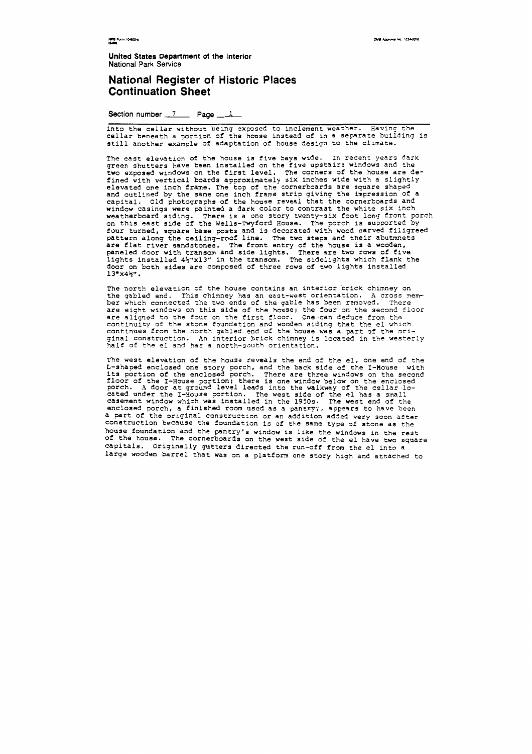**United States Department of the Interior**
National Park Service

## National Register of Historic Places Continuation Sheet

Section number 7 Page 1

into the cellar without being exposed to inclement weather. Having the cellar beneath a portion of the house instead of in a separate building is still another example of adaptation of house design to the climate.

The east elevation of the house is five bays wide. In recent years dark green shutters have been installed on the five upstairs windows and the two exposed windows on the first level. The corners of the house are defined with vertical boards approximately six inches wide with a slightly elevated one inch frame. The top of the cornerboards are square shaped and outlined by the same one inch frame strip giving the impression of a capital. Old photographs of the house reveal that the cornerboards and window casings were painted a dark color to contrast the white six inch weatherboard siding. There is a one story twenty-six foot long front porch on this east side of the Wells-Twyford House. The porch is supported by four turned, square base posts and is decorated with wood carved filigreed pattern along the ceiling-roof line. The two steps and their abutmnets are flat river sandstones. The front entry of the house is a wooden, paneled door with transom and side lights. There are two rows of five lights installed 4½"x13" in the transom. The sidelights which flank the door on both sides are composed of three rows of two lights installed 13"x4½".

The north elevation of the house contains an interior brick chimney on the gabled end. This chimney has an east-west orientation. A cross member which connected the two ends of the gable has been removed. There are eight windows on this side of the house; the four on the second floor are aligned to the four on the first floor. One can deduce from the continuity of the stone foundation and wooden siding that the el which continues from the north gabled end of the house was a part of the original construction. An interior brick chimney is located in the westerly half of the el and has a north-south orientation.

The west elevation of the house reveals the end of the el, one end of the L-shaped enclosed one story porch, and the back side of the I-House with its portion of the enclosed porch. There are three windows on the second floor of the I-House portion; there is one window below on the enclosed porch. A door at ground level leads into the walkway of the cellar located under the I-House portion. The west side of the el has a small casement window which was installed in the 1950s. The west end of the enclosed porch, a finished room used as a pantry, appears to have been a part of the original construction or an addition added very soon after construction because the foundation is of the same type of stone as the house foundation and the pantry's window is like the windows in the rest of the house. The cornerboards on the west side of the el have two square capitals. Originally gutters directed the run-off from the el into a large wooden barrel that was on a platform one story high and attached to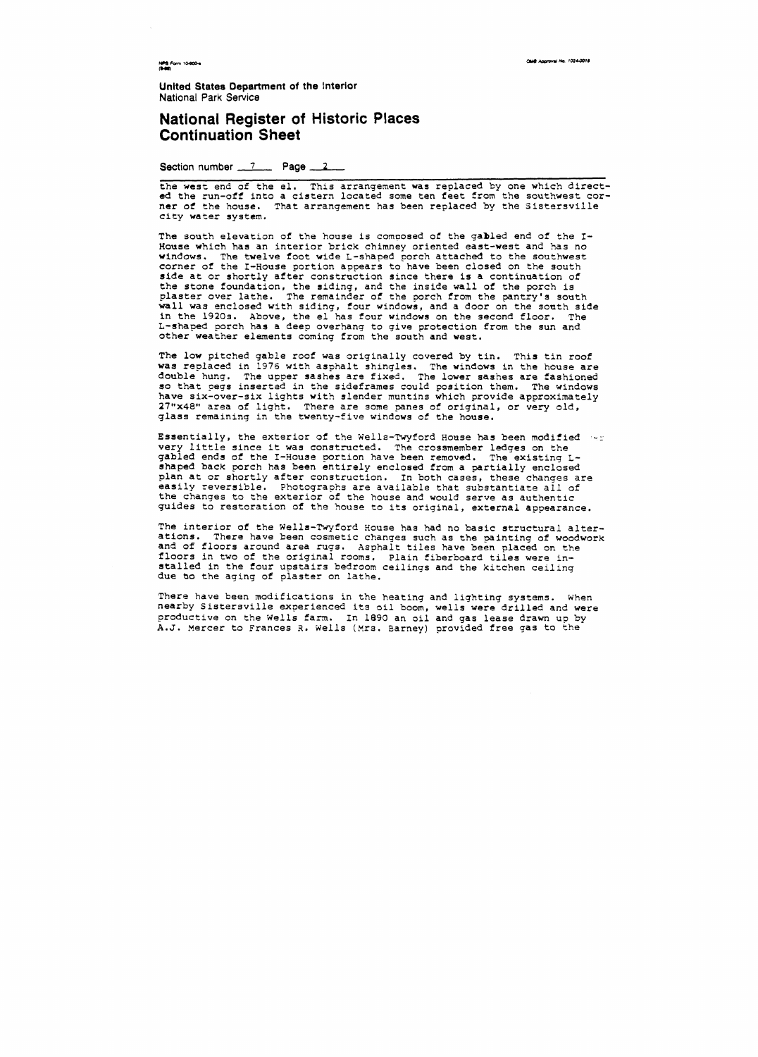United States Department of the Interior
National Park Service

# National Register of Historic Places Continuation Sheet

Section number 7 Page 2

the west end of the el. This arrangement was replaced by one which directed the run-off into a cistern located some ten feet from the southwest corner of the house. That arrangement has been replaced by the Sistersville city water system.

The south elevation of the house is composed of the gabled end of the I-House which has an interior brick chimney oriented east-west and has no windows. The twelve foot wide L-shaped porch attached to the southwest corner of the I-House portion appears to have been closed on the south side at or shortly after construction since there is a continuation of the stone foundation, the siding, and the inside wall of the porch is plaster over lathe. The remainder of the porch from the pantry's south wall was enclosed with siding, four windows, and a door on the south side in the 1920s. Above, the el has four windows on the second floor. The L-shaped porch has a deep overhang to give protection from the sun and other weather elements coming from the south and west.

The low pitched gable roof was originally covered by tin. This tin roof was replaced in 1976 with asphalt shingles. The windows in the house are double hung. The upper sashes are fixed. The lower sashes are fashioned so that pegs inserted in the sideframes could position them. The windows have six-over-six lights with slender muntins which provide approximately 27"x48" area of light. There are some panes of original, or very old, glass remaining in the twenty-five windows of the house.

Essentially, the exterior of the Wells-Twyford House has been modified very little since it was constructed. The crossmember ledges on the gabled ends of the I-House portion have been removed. The existing L-shaped back porch has been entirely enclosed from a partially enclosed plan at or shortly after construction. In both cases, these changes are easily reversible. Photographs are available that substantiate all of the changes to the exterior of the house and would serve as authentic guides to restoration of the house to its original, external appearance.

The interior of the Wells-Twyford House has had no basic structural alterations. There have been cosmetic changes such as the painting of woodwork and of floors around area rugs. Asphalt tiles have been placed on the floors in two of the original rooms. Plain fiberboard tiles were installed in the four upstairs bedroom ceilings and the kitchen ceiling due to the aging of plaster on lathe.

There have been modifications in the heating and lighting systems. When nearby Sistersville experienced its oil boom, wells were drilled and were productive on the Wells farm. In 1890 an oil and gas lease drawn up by A.J. Mercer to Frances R. Wells (Mrs. Barney) provided free gas to the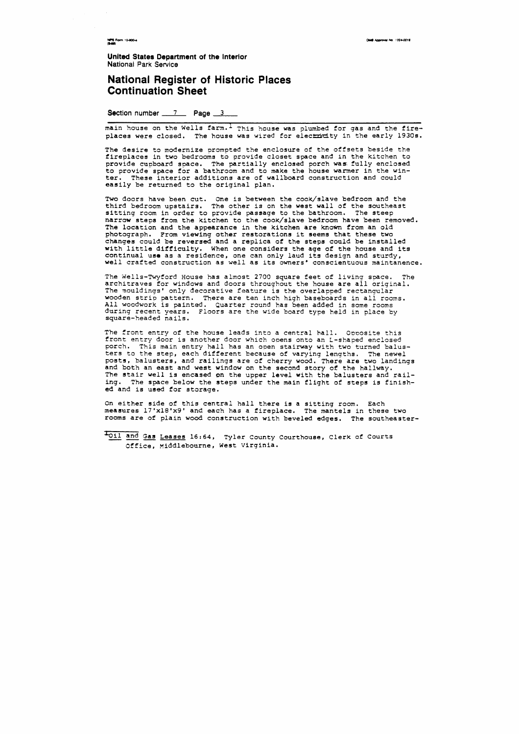**United States Department of the Interior**
National Park Service

## National Register of Historic Places Continuation Sheet

Section number 7 Page 3

main house on the Wells farm.[1] This house was plumbed for gas and the fireplaces were closed. The house was wired for electricity in the early 1930s.

The desire to modernize prompted the enclosure of the offsets beside the fireplaces in two bedrooms to provide closet space and in the kitchen to provide cupboard space. The partially enclosed porch was fully enclosed to provide space for a bathroom and to make the house warmer in the winter. These interior additions are of wallboard construction and could easily be returned to the original plan.

Two doors have been cut. One is between the cook/slave bedroom and the third bedroom upstairs. The other is on the west wall of the southeast sitting room in order to provide passage to the bathroom. The steep narrow steps from the kitchen to the cook/slave bedroom have been removed. The location and the appearance in the kitchen are known from an old photograph. From viewing other restorations it seems that these two changes could be reversed and a replica of the steps could be installed with little difficulty. When one considers the age of the house and its continual use as a residence, one can only laud its design and sturdy, well crafted construction as well as its owners' conscientuous maintanence.

The Wells-Twyford House has almost 2700 square feet of living space. The architraves for windows and doors throughout the house are all original. The mouldings' only decorative feature is the overlapped rectangular wooden strip pattern. There are ten inch high baseboards in all rooms. All woodwork is painted. Quarter round has been added in some rooms during recent years. Floors are the wide board type held in place by square-headed nails.

The front entry of the house leads into a central hall. Opposite this front entry door is another door which opens onto an L-shaped enclosed porch. This main entry hall has an open stairway with two turned balusters to the step, each different because of varying lengths. The newel posts, balusters, and railings are of cherry wood. There are two landings and both an east and west window on the second story of the hallway. The stair well is encased on the upper level with the balusters and railing. The space below the steps under the main flight of steps is finished and is used for storage.

On either side of this central hall there is a sitting room. Each measures 17'x18'x9' and each has a fireplace. The mantels in these two rooms are of plain wood construction with beveled edges. The southeaster-

[1] Oil and Gas Leases 16:64, Tyler County Courthouse, Clerk of Courts Office, Middlebourne, West Virginia.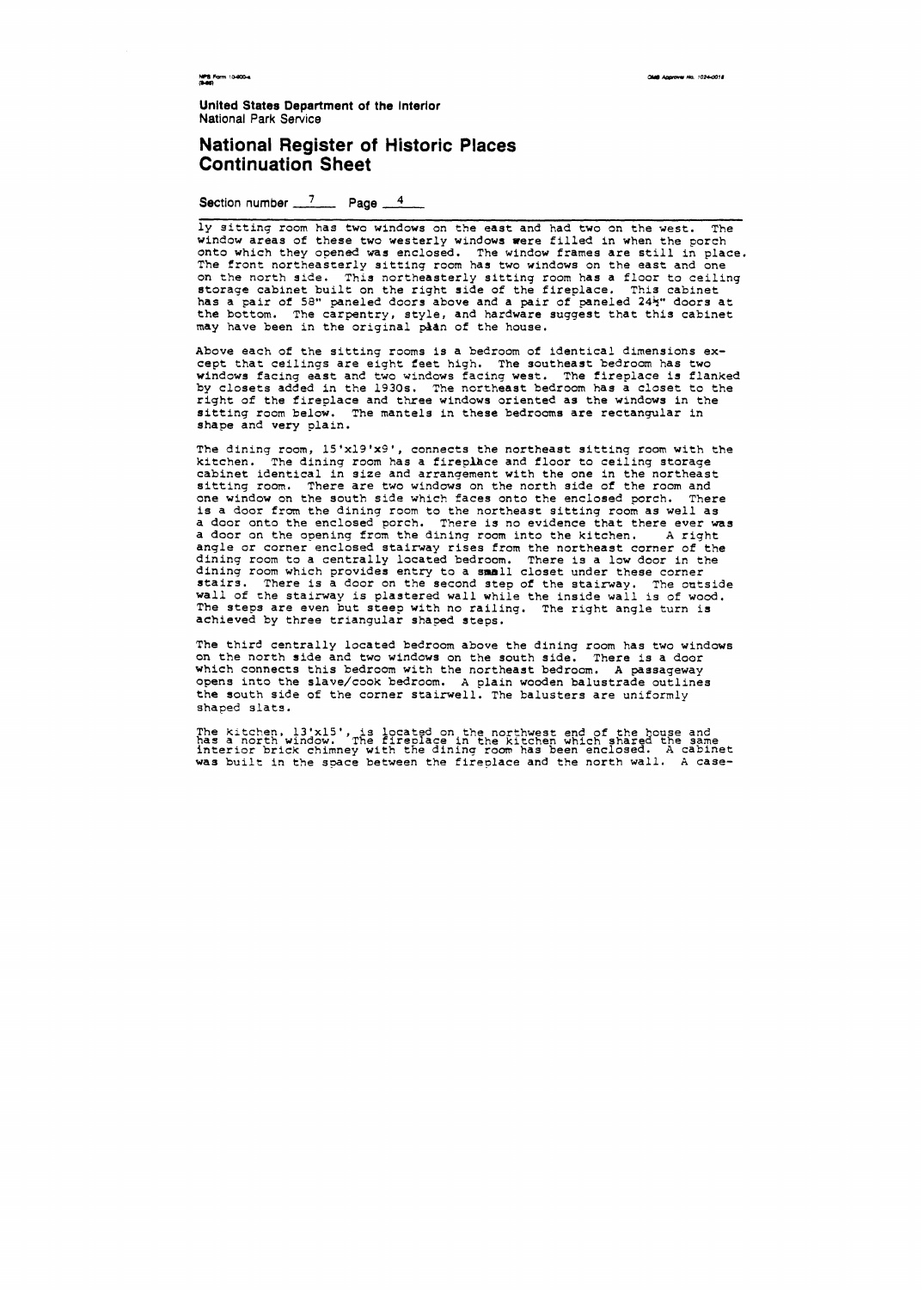United States Department of the Interior
National Park Service

# National Register of Historic Places Continuation Sheet

Section number 7 Page 4

ly sitting room has two windows on the east and had two on the west. The window areas of these two westerly windows were filled in when the porch onto which they opened was enclosed. The window frames are still in place. The front northeasterly sitting room has two windows on the east and one on the north side. This northeasterly sitting room has a floor to ceiling storage cabinet built on the right side of the fireplace. This cabinet has a pair of 58" paneled doors above and a pair of paneled 24½" doors at the bottom. The carpentry, style, and hardware suggest that this cabinet may have been in the original plan of the house.

Above each of the sitting rooms is a bedroom of identical dimensions except that ceilings are eight feet high. The southeast bedroom has two windows facing east and two windows facing west. The fireplace is flanked by closets added in the 1930s. The northeast bedroom has a closet to the right of the fireplace and three windows oriented as the windows in the sitting room below. The mantels in these bedrooms are rectangular in shape and very plain.

The dining room, 15'x19'x9', connects the northeast sitting room with the kitchen. The dining room has a fireplace and floor to ceiling storage cabinet identical in size and arrangement with the one in the northeast sitting room. There are two windows on the north side of the room and one window on the south side which faces onto the enclosed porch. There is a door from the dining room to the northeast sitting room as well as a door onto the enclosed porch. There is no evidence that there ever was a door on the opening from the dining room into the kitchen. A right angle or corner enclosed stairway rises from the northeast corner of the dining room to a centrally located bedroom. There is a low door in the dining room which provides entry to a small closet under these corner stairs. There is a door on the second step of the stairway. The outside wall of the stairway is plastered wall while the inside wall is of wood. The steps are even but steep with no railing. The right angle turn is achieved by three triangular shaped steps.

The third centrally located bedroom above the dining room has two windows on the north side and two windows on the south side. There is a door which connects this bedroom with the northeast bedroom. A passageway opens into the slave/cook bedroom. A plain wooden balustrade outlines the south side of the corner stairwell. The balusters are uniformly shaped slats.

The kitchen, 13'x15', is located on the northwest end of the house and has a north window. The fireplace in the kitchen which shared the same interior brick chimney with the dining room has been enclosed. A cabinet was built in the space between the fireplace and the north wall. A case-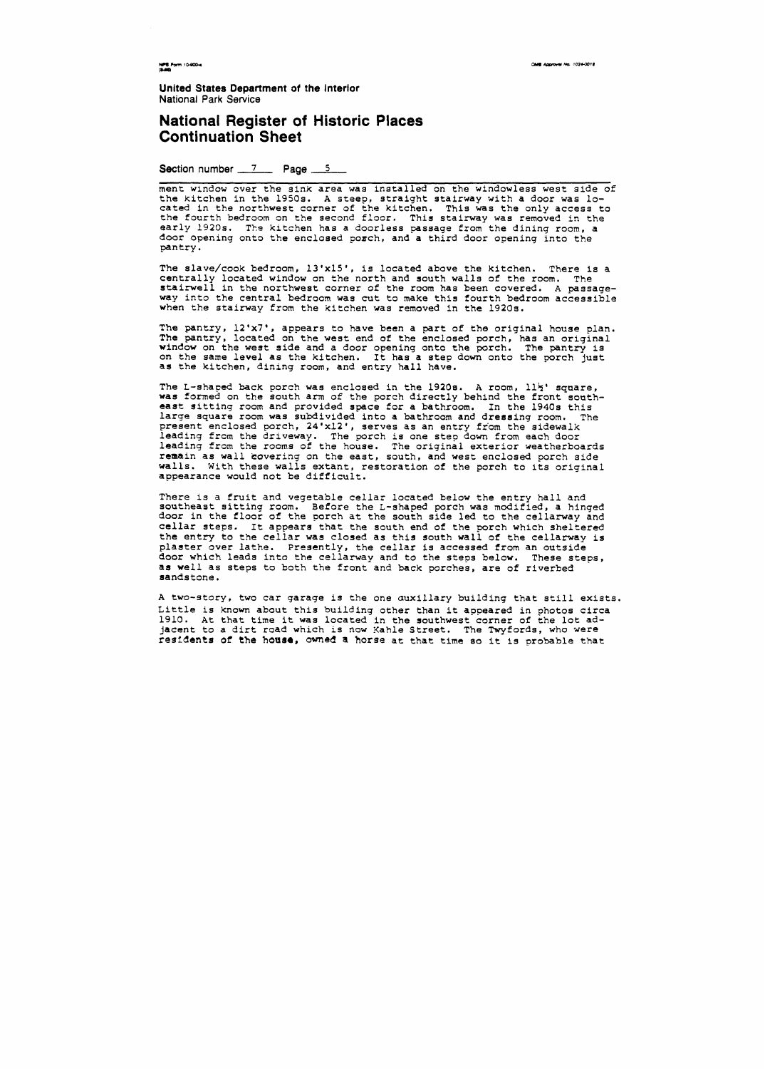**United States Department of the Interior**
National Park Service

## National Register of Historic Places Continuation Sheet

Section number 7 Page 5

ment window over the sink area was installed on the windowless west side of the kitchen in the 1950s. A steep, straight stairway with a door was located in the northwest corner of the kitchen. This was the only access to the fourth bedroom on the second floor. This stairway was removed in the early 1920s. The kitchen has a doorless passage from the dining room, a door opening onto the enclosed porch, and a third door opening into the pantry.

The slave/cook bedroom, 13'x15', is located above the kitchen. There is a centrally located window on the north and south walls of the room. The stairwell in the northwest corner of the room has been covered. A passageway into the central bedroom was cut to make this fourth bedroom accessible when the stairway from the kitchen was removed in the 1920s.

The pantry, 12'x7', appears to have been a part of the original house plan. The pantry, located on the west end of the enclosed porch, has an original window on the west side and a door opening onto the porch. The pantry is on the same level as the kitchen. It has a step down onto the porch just as the kitchen, dining room, and entry hall have.

The L-shaped back porch was enclosed in the 1920s. A room, 11½' square, was formed on the south arm of the porch directly behind the front southeast sitting room and provided space for a bathroom. In the 1940s this large square room was subdivided into a bathroom and dressing room. The present enclosed porch, 24'x12', serves as an entry from the sidewalk leading from the driveway. The porch is one step down from each door leading from the rooms of the house. The original exterior weatherboards remain as wall covering on the east, south, and west enclosed porch side walls. With these walls extant, restoration of the porch to its original appearance would not be difficult.

There is a fruit and vegetable cellar located below the entry hall and southeast sitting room. Before the L-shaped porch was modified, a hinged door in the floor of the porch at the south side led to the cellarway and cellar steps. It appears that the south end of the porch which sheltered the entry to the cellar was closed as this south wall of the cellarway is plaster over lathe. Presently, the cellar is accessed from an outside door which leads into the cellarway and to the steps below. These steps, as well as steps to both the front and back porches, are of riverbed sandstone.

A two-story, two car garage is the one auxillary building that still exists. Little is known about this building other than it appeared in photos circa 1910. At that time it was located in the southwest corner of the lot adjacent to a dirt road which is now Kahle Street. The Twyfords, who were residents of the house, owned a horse at that time so it is probable that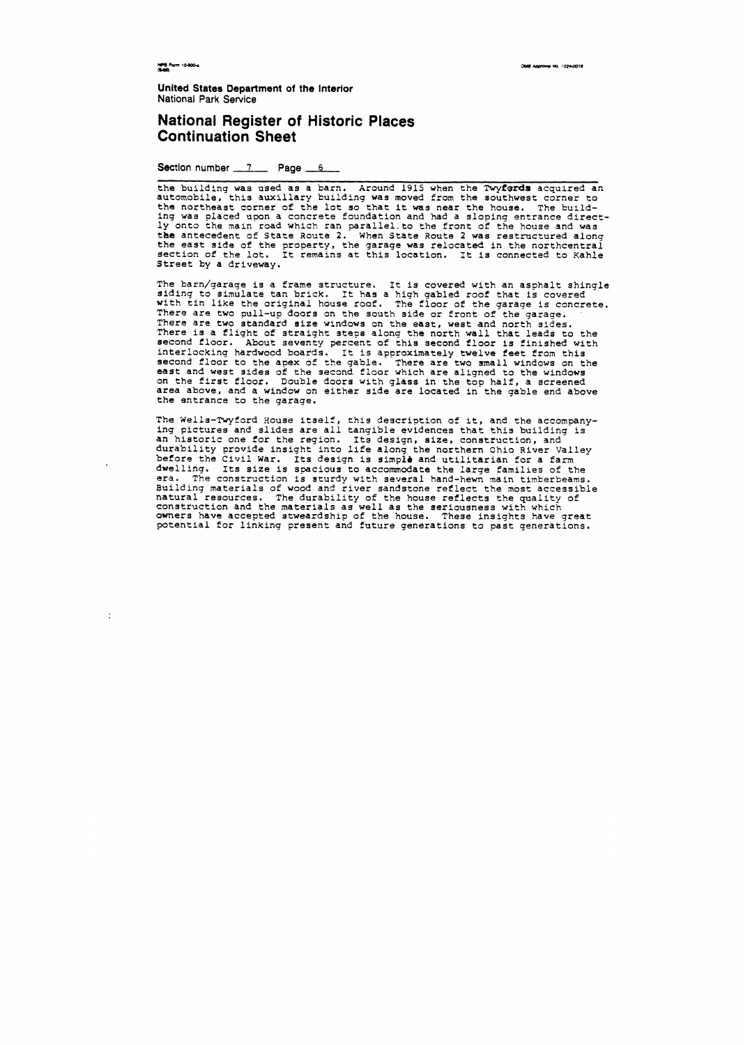United States Department of the Interior
National Park Service

## National Register of Historic Places Continuation Sheet

Section number 7 Page 6

the building was used as a barn. Around 1915 when the Twyfords acquired an automobile, this auxillary building was moved from the southwest corner to the northeast corner of the lot so that it was near the house. The building was placed upon a concrete foundation and had a sloping entrance directly onto the main road which ran parallel to the front of the house and was the antecedent of State Route 2. When State Route 2 was restructured along the east side of the property, the garage was relocated in the northcentral section of the lot. It remains at this location. It is connected to Kahle Street by a driveway.

The barn/garage is a frame structure. It is covered with an asphalt shingle siding to simulate tan brick. It has a high gabled roof that is covered with tin like the original house roof. The floor of the garage is concrete. There are two pull-up doors on the south side or front of the garage. There are two standard size windows on the east, west and north sides. There is a flight of straight steps along the north wall that leads to the second floor. About seventy percent of this second floor is finished with interlocking hardwood boards. It is approximately twelve feet from this second floor to the apex of the gable. There are two small windows on the east and west sides of the second floor which are aligned to the windows on the first floor. Double doors with glass in the top half, a screened area above, and a window on either side are located in the gable end above the entrance to the garage.

The Wells-Twyford House itself, this description of it, and the accompanying pictures and slides are all tangible evidences that this building is an historic one for the region. Its design, size, construction, and durability provide insight into life along the northern Ohio River Valley before the Civil War. Its design is simple and utilitarian for a farm dwelling. Its size is spacious to accommodate the large families of the era. The construction is sturdy with several hand-hewn main timberbeams. Building materials of wood and river sandstone reflect the most accessible natural resources. The durability of the house reflects the quality of construction and the materials as well as the seriousness with which owners have accepted stweardship of the house. These insights have great potential for linking present and future generations to past generations.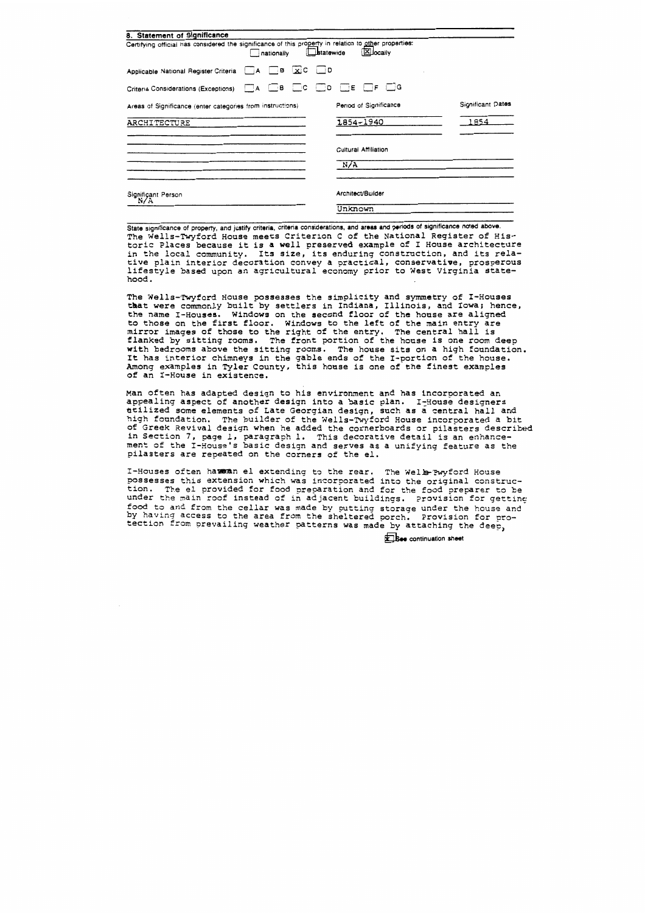## 8. Statement of Significance

Certifying official has considered the significance of this property in relation to other properties:
☐ nationally ☐ statewide ☒ locally

Applicable National Register Criteria ☐ A ☐ B ☒ C ☐ D

Criteria Considerations (Exceptions) ☐ A ☐ B ☐ C ☐ D ☐ E ☐ F ☐ G

| Areas of Significance (enter categories from instructions) | Period of Significance | Significant Dates |
|---|---|---|
| ARCHITECTURE | 1854-1940 | 1854 |
| | Cultural Affiliation | |
| | N/A | |

| Significant Person | Architect/Builder |
|---|---|
| N/A | Unknown |

State significance of property, and justify criteria, criteria considerations, and areas and periods of significance noted above.

The Wells-Twyford House meets Criterion C of the National Register of Historic Places because it is a well preserved example of I House architecture in the local community. Its size, its enduring construction, and its relative plain interior decoration convey a practical, conservative, prosperous lifestyle based upon an agricultural economy prior to West Virginia statehood.

The Wells-Twyford House possesses the simplicity and symmetry of I-Houses that were commonly built by settlers in Indiana, Illinois, and Iowa; hence, the name I-Houses. Windows on the second floor of the house are aligned to those on the first floor. Windows to the left of the main entry are mirror images of those to the right of the entry. The central hall is flanked by sitting rooms. The front portion of the house is one room deep with bedrooms above the sitting rooms. The house sits on a high foundation. It has interior chimneys in the gable ends of the I-portion of the house. Among examples in Tyler County, this house is one of the finest examples of an I-House in existence.

Man often has adapted design to his environment and has incorporated an appealing aspect of another design into a basic plan. I-House designers utilized some elements of Late Georgian design, such as a central hall and high foundation. The builder of the Wells-Twyford House incorporated a bit of Greek Revival design when he added the cornerboards or pilasters described in Section 7, page 1, paragraph 1. This decorative detail is an enhancement of the I-House's basic design and serves as a unifying feature as the pilasters are repeated on the corners of the el.

I-Houses often have an el extending to the rear. The Wells-Twyford House possesses this extension which was incorporated into the original construction. The el provided for food preparation and for the food preparer to be under the main roof instead of in adjacent buildings. Provision for getting food to and from the cellar was made by putting storage under the house and by having access to the area from the sheltered porch. Provision for protection from prevailing weather patterns was made by attaching the deep,

☒ See continuation sheet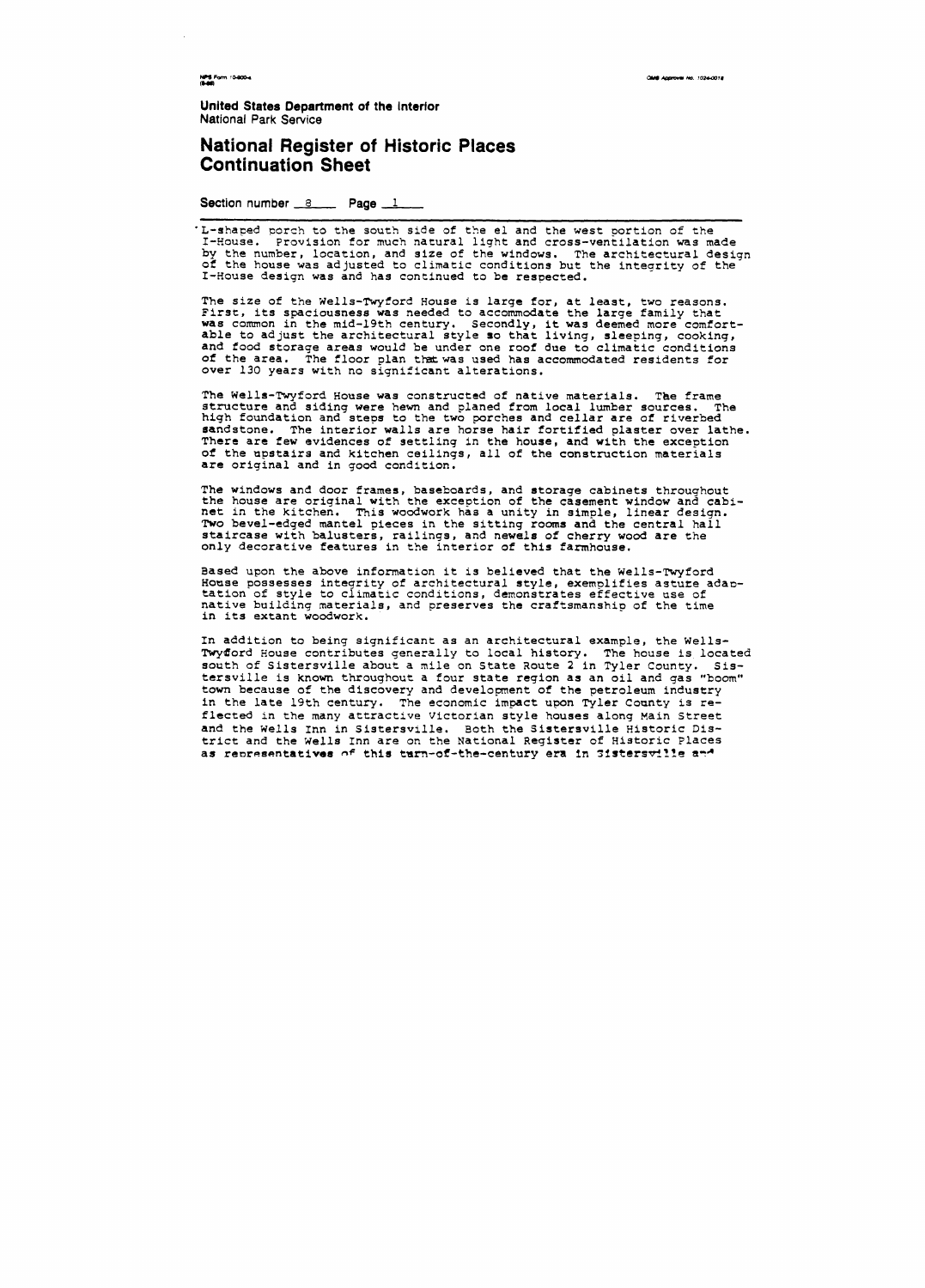United States Department of the Interior
National Park Service

# National Register of Historic Places Continuation Sheet

Section number 8 Page 1

L-shaped porch to the south side of the el and the west portion of the I-House. Provision for much natural light and cross-ventilation was made by the number, location, and size of the windows. The architectural design of the house was adjusted to climatic conditions but the integrity of the I-House design was and has continued to be respected.

The size of the Wells-Twyford House is large for, at least, two reasons. First, its spaciousness was needed to accommodate the large family that was common in the mid-19th century. Secondly, it was deemed more comfortable to adjust the architectural style so that living, sleeping, cooking, and food storage areas would be under one roof due to climatic conditions of the area. The floor plan that was used has accommodated residents for over 130 years with no significant alterations.

The Wells-Twyford House was constructed of native materials. The frame structure and siding were hewn and planed from local lumber sources. The high foundation and steps to the two porches and cellar are of riverbed sandstone. The interior walls are horse hair fortified plaster over lathe. There are few evidences of settling in the house, and with the exception of the upstairs and kitchen ceilings, all of the construction materials are original and in good condition.

The windows and door frames, baseboards, and storage cabinets throughout the house are original with the exception of the casement window and cabinet in the kitchen. This woodwork has a unity in simple, linear design. Two bevel-edged mantel pieces in the sitting rooms and the central hall staircase with balusters, railings, and newels of cherry wood are the only decorative features in the interior of this farmhouse.

Based upon the above information it is believed that the Wells-Twyford House possesses integrity of architectural style, exemplifies astute adaptation of style to climatic conditions, demonstrates effective use of native building materials, and preserves the craftsmanship of the time in its extant woodwork.

In addition to being significant as an architectural example, the Wells-Twyford House contributes generally to local history. The house is located south of Sistersville about a mile on State Route 2 in Tyler County. Sistersville is known throughout a four state region as an oil and gas "boom" town because of the discovery and development of the petroleum industry in the late 19th century. The economic impact upon Tyler County is reflected in the many attractive Victorian style houses along Main Street and the Wells Inn in Sistersville. Both the Sistersville Historic District and the Wells Inn are on the National Register of Historic Places as representatives of this turn-of-the-century era in Sistersville and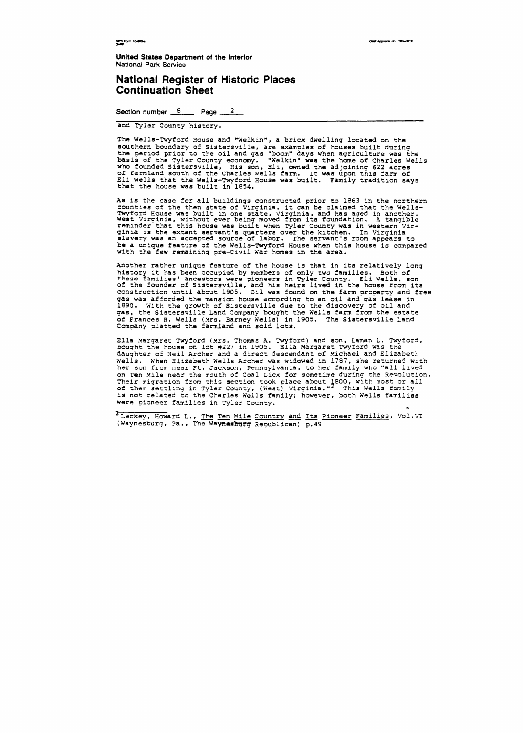United States Department of the Interior
National Park Service

# National Register of Historic Places Continuation Sheet

Section number 8 Page 2

and Tyler County history.

The Wells-Twyford House and "Welkin", a brick dwelling located on the southern boundary of Sistersville, are examples of houses built during the period prior to the oil and gas "boom" days when agriculture was the basis of the Tyler County economy. "Welkin" was the home of Charles Wells who founded Sistersville, His son, Eli, owned the adjoining 622 acres of farmland south of the Charles Wells farm. It was upon this farm of Eli Wells that the Wells-Twyford House was built. Family tradition says that the house was built in 1854.

As is the case for all buildings constructed prior to 1863 in the northern counties of the then state of Virginia, it can be claimed that the Wells-Twyford House was built in one state, Virginia, and has aged in another, West Virginia, without ever being moved from its foundation. A tangible reminder that this house was built when Tyler County was in western Virginia is the extant servant's quarters over the kitchen. In Virginia slavery was an accepted source of labor. The servant's room appears to be a unique feature of the Wells-Twyford House when this house is compared with the few remaining pre-Civil War homes in the area.

Another rather unique feature of the house is that in its relatively long history it has been occupied by members of only two families. Both of these families' ancestors were pioneers in Tyler County. Eli Wells, son of the founder of Sistersville, and his heirs lived in the house from its construction until about 1905. Oil was found on the farm property and free gas was afforded the mansion house according to an oil and gas lease in 1890. With the growth of Sistersville due to the discovery of oil and gas, the Sistersville Land Company bought the Wells farm from the estate of Frances R. Wells (Mrs. Barney Wells) in 1905. The Sistersville Land Company platted the farmland and sold lots.

Ella Margaret Twyford (Mrs. Thomas A. Twyford) and son, Laman L. Twyford, bought the house on lot #227 in 1905. Ella Margaret Twyford was the daughter of Neil Archer and a direct descendant of Michael and Elizabeth Wells. When Elizabeth Wells Archer was widowed in 1787, she returned with her son from near Ft. Jackson, Pennsylvania, to her family who "all lived on Ten Mile near the mouth of Coal Lick for sometime during the Revolution. Their migration from this section took place about 1800, with most or all of them settling in Tyler County, (West) Virginia."[2] This Wells family is not related to the Charles Wells family; however, both Wells families were pioneer families in Tyler County.

[2] Leckey, Howard L., The Ten Mile Country and Its Pioneer Families, Vol.VI (Waynesburg, Pa., The Waynesburg Republican) p.49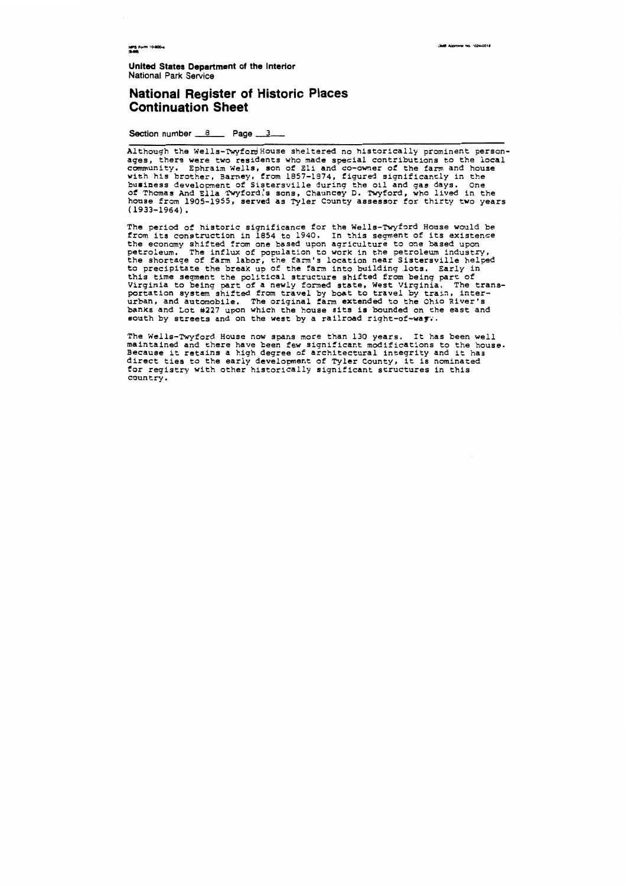**United States Department of the Interior**
National Park Service

## National Register of Historic Places Continuation Sheet

Section number 8 Page 3

Although the Wells-Twyford House sheltered no historically prominent personages, there were two residents who made special contributions to the local community. Ephraim Wells, son of Eli and co-owner of the farm and house with his brother, Barney, from 1857-1874, figured significantly in the business development of Sistersville during the oil and gas days. One of Thomas And Ella Twyford's sons, Chauncey D. Twyford, who lived in the house from 1905-1955, served as Tyler County assessor for thirty two years (1933-1964).

The period of historic significance for the Wells-Twyford House would be from its construction in 1854 to 1940. In this segment of its existence the economy shifted from one based upon agriculture to one based upon petroleum. The influx of population to work in the petroleum industry, the shortage of farm labor, the farm's location near Sistersville helped to precipitate the break up of the farm into building lots. Early in this time segment the political structure shifted from being part of Virginia to being part of a newly formed state, West Virginia. The transportation system shifted from travel by boat to travel by train, inter-urban, and automobile. The original farm extended to the Ohio River's banks and Lot #227 upon which the house sits is bounded on the east and south by streets and on the west by a railroad right-of-way.

The Wells-Twyford House now spans more than 130 years. It has been well maintained and there have been few significant modifications to the house. Because it retains a high degree of architectural integrity and it has direct ties to the early development of Tyler County, it is nominated for registry with other historically significant structures in this country.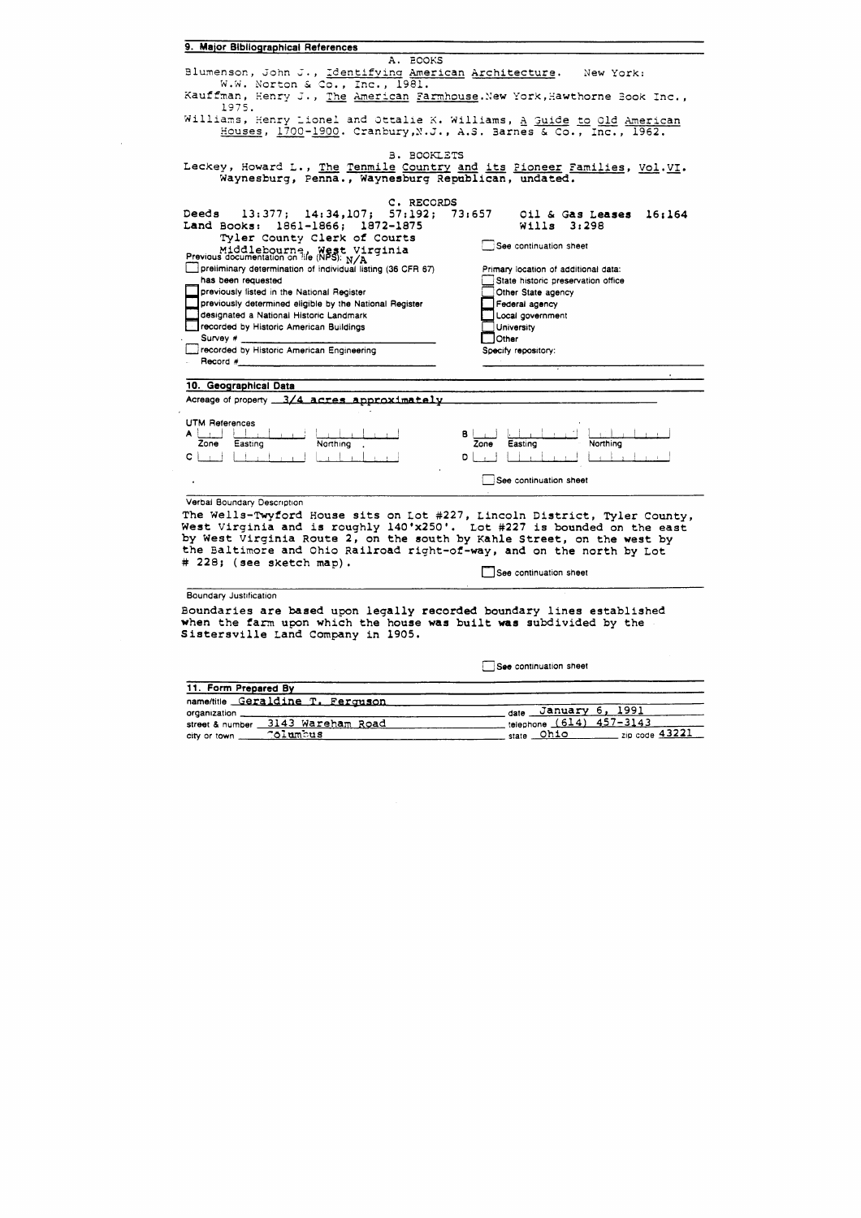## 9. Major Bibliographical References

A. BOOKS

Blumenson, John J., Identifying American Architecture. New York: W.W. Norton & Co., Inc., 1981.

Kauffman, Henry J., The American Farmhouse. New York, Hawthorne Book Inc., 1975.

Williams, Henry Lionel and Ottalie K. Williams, A Guide to Old American Houses, 1700-1900. Cranbury, N.J., A.S. Barnes & Co., Inc., 1962.

B. BOOKLETS

Leckey, Howard L., The Tenmile Country and its Pioneer Families, Vol. VI. Waynesburg, Penna., Waynesburg Republican, undated.

C. RECORDS

Deeds 13:377; 14:34,107; 57:192; 73:657 Oil & Gas Leases 16:164
Land Books: 1861-1866; 1872-1875 Wills 3:298
Tyler County Clerk of Courts
Middlebourne, West Virginia

☐ See continuation sheet

Previous documentation on file (NPS): N/A

☐ preliminary determination of individual listing (36 CFR 67) has been requested
☐ previously listed in the National Register
☐ previously determined eligible by the National Register
☐ designated a National Historic Landmark
☐ recorded by Historic American Buildings Survey # ______
☐ recorded by Historic American Engineering Record # ______

Primary location of additional data:
☐ State historic preservation office
☐ Other State agency
☐ Federal agency
☐ Local government
☐ University
☐ Other
Specify repository:

## 10. Geographical Data

Acreage of property 3/4 acres approximately

UTM References

| | Zone | Easting | Northing |
|---|---|---|---|
| A | | | |
| B | | | |
| C | | | |
| D | | | |

☐ See continuation sheet

Verbal Boundary Description

The Wells-Twyford House sits on Lot #227, Lincoln District, Tyler County, West Virginia and is roughly 140'x250'. Lot #227 is bounded on the east by West Virginia Route 2, on the south by Kahle Street, on the west by the Baltimore and Ohio Railroad right-of-way, and on the north by Lot # 228; (see sketch map).

☐ See continuation sheet

Boundary Justification

Boundaries are based upon legally recorded boundary lines established when the farm upon which the house was built was subdivided by the Sistersville Land Company in 1905.

☐ See continuation sheet

## 11. Form Prepared By

name/title Geraldine T. Ferguson
organization ______ date January 6, 1991
street & number 3143 Wareham Road telephone (614) 457-3143
city or town Columbus state Ohio zip code 43221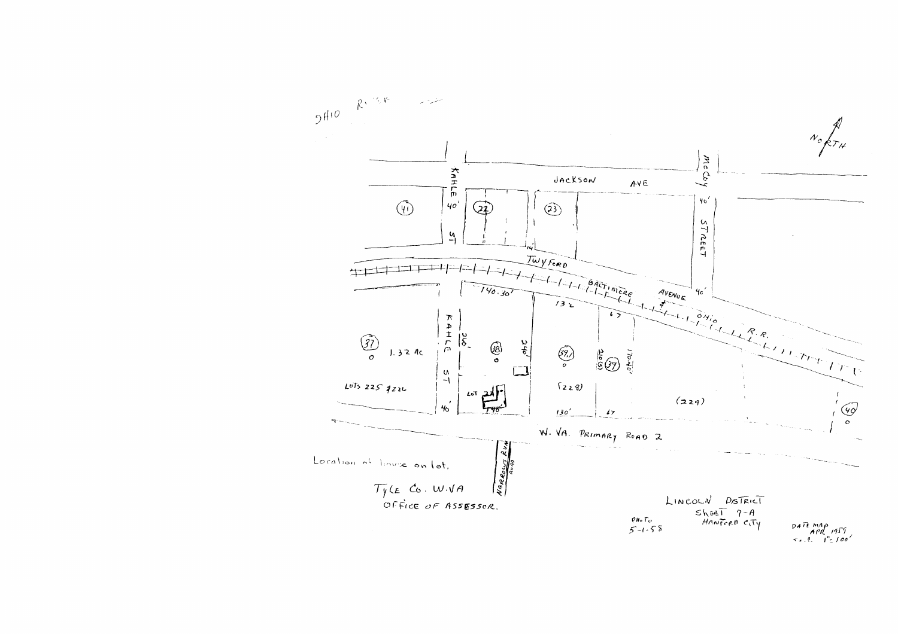OHIO RIVER

NORTH

JACKSON AVE

KAHLE ST 40'

McCOY STREET 40'

(41) (22) (23)

14'

TWYFORD

BALTIMORE AVENUE

OHIO R.R.

40'

140.30'

132

67

KAHLE ST

280'

240'

(37) 1.32 AC

LOTS 225 & 226

(38)

(39.1)

(5) 200'

(39)

170.40'

LOT 224

190'

(228)

(229)

40'

130'

67

(40)

W. VA. PRIMARY ROAD 2

NARROWS RUN ROAD

Location of house on lot.

TYLE CO. W.VA

OFFICE OF ASSESSOR.

LINCOLN DISTRICT

SHEET 7-A

HANFORD CITY

PHOTO 5-1-58

DATE MAP APR 1959

SCALE 1" = 100'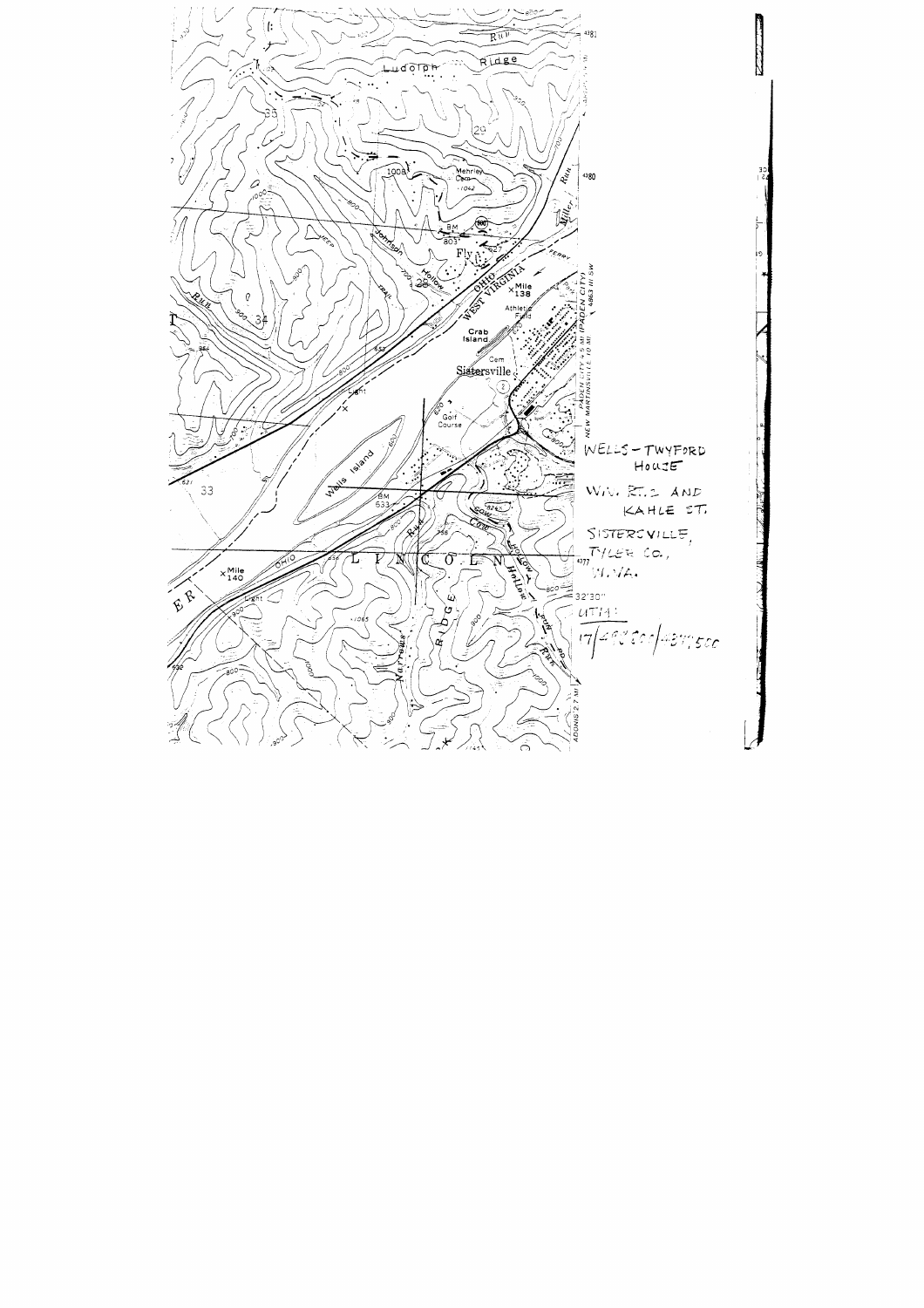WELLS-TWYFORD HOUSE

W.V. RT. 2 AND KAHLE ST.

SISTERSVILLE, TYLER CO., W.VA.

UTM: 17/493500/4377500